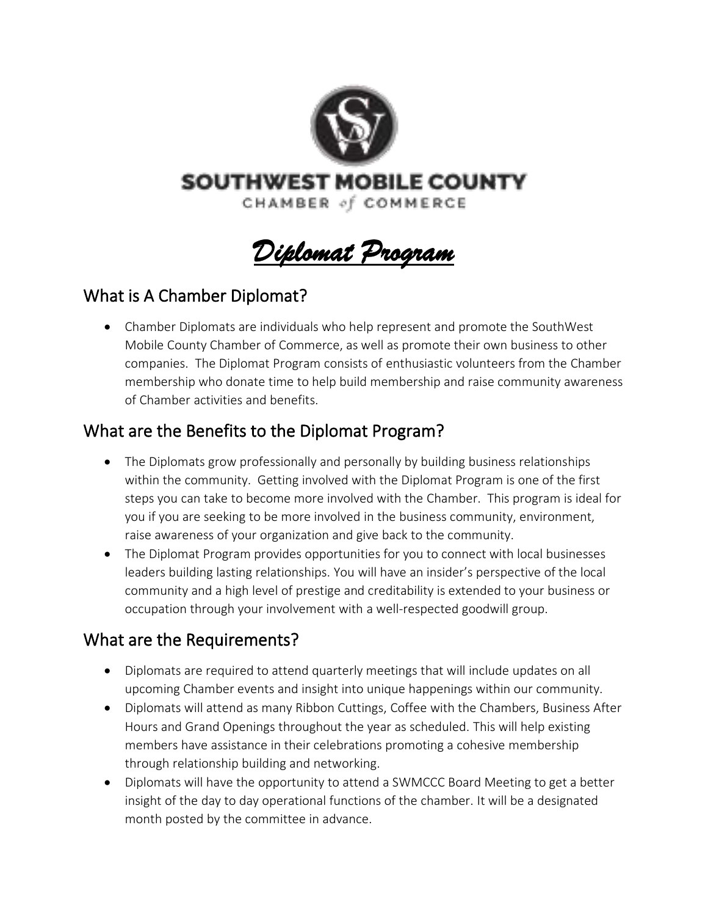SOUTHWEST MOBILE COUNTY

CHAMBER of COMMERCE

# *Diplomat Program*

## What is A Chamber Diplomat?

- Chamber Diplomats are individuals who help represent and promote the SouthWest Mobile County Chamber of Commerce, as well as promote their own business to other companies. The Diplomat Program consists of enthusiastic volunteers from the Chamber membership who donate time to help build membership and raise community awareness of Chamber activities and benefits.

## What are the Benefits to the Diplomat Program?

- The Diplomats grow professionally and personally by building business relationships within the community. Getting involved with the Diplomat Program is one of the first steps you can take to become more involved with the Chamber. This program is ideal for you if you are seeking to be more involved in the business community, environment, raise awareness of your organization and give back to the community.
- The Diplomat Program provides opportunities for you to connect with local businesses leaders building lasting relationships. You will have an insider's perspective of the local community and a high level of prestige and creditability is extended to your business or occupation through your involvement with a well-respected goodwill group.

## What are the Requirements?

- Diplomats are required to attend quarterly meetings that will include updates on all upcoming Chamber events and insight into unique happenings within our community.
- Diplomats will attend as many Ribbon Cuttings, Coffee with the Chambers, Business After Hours and Grand Openings throughout the year as scheduled. This will help existing members have assistance in their celebrations promoting a cohesive membership through relationship building and networking.
- Diplomats will have the opportunity to attend a SWMCCC Board Meeting to get a better insight of the day to day operational functions of the chamber. It will be a designated month posted by the committee in advance.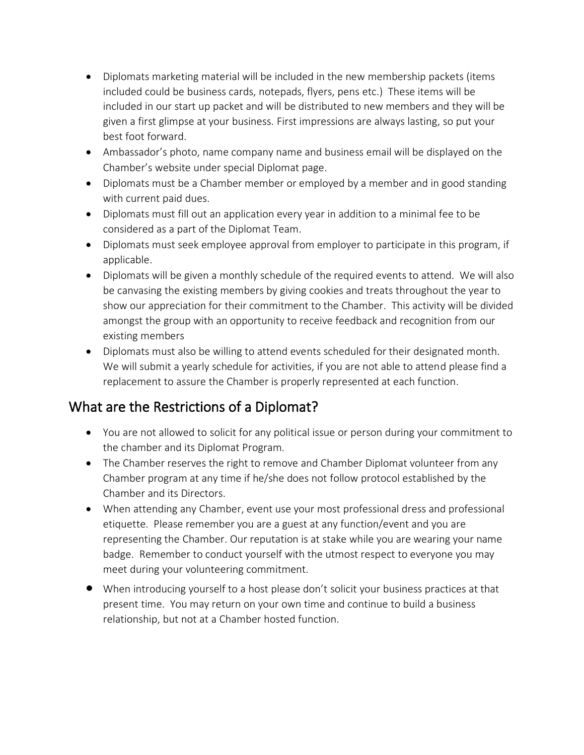- Diplomats marketing material will be included in the new membership packets (items included could be business cards, notepads, flyers, pens etc.) These items will be included in our start up packet and will be distributed to new members and they will be given a first glimpse at your business. First impressions are always lasting, so put your best foot forward.
- Ambassador's photo, name company name and business email will be displayed on the Chamber's website under special Diplomat page.
- Diplomats must be a Chamber member or employed by a member and in good standing with current paid dues.
- Diplomats must fill out an application every year in addition to a minimal fee to be considered as a part of the Diplomat Team.
- Diplomats must seek employee approval from employer to participate in this program, if applicable.
- Diplomats will be given a monthly schedule of the required events to attend. We will also be canvasing the existing members by giving cookies and treats throughout the year to show our appreciation for their commitment to the Chamber. This activity will be divided amongst the group with an opportunity to receive feedback and recognition from our existing members
- Diplomats must also be willing to attend events scheduled for their designated month. We will submit a yearly schedule for activities, if you are not able to attend please find a replacement to assure the Chamber is properly represented at each function.

## What are the Restrictions of a Diplomat?

- You are not allowed to solicit for any political issue or person during your commitment to the chamber and its Diplomat Program.
- The Chamber reserves the right to remove and Chamber Diplomat volunteer from any Chamber program at any time if he/she does not follow protocol established by the Chamber and its Directors.
- When attending any Chamber, event use your most professional dress and professional etiquette. Please remember you are a guest at any function/event and you are representing the Chamber. Our reputation is at stake while you are wearing your name badge. Remember to conduct yourself with the utmost respect to everyone you may meet during your volunteering commitment.
- When introducing yourself to a host please don't solicit your business practices at that present time. You may return on your own time and continue to build a business relationship, but not at a Chamber hosted function.